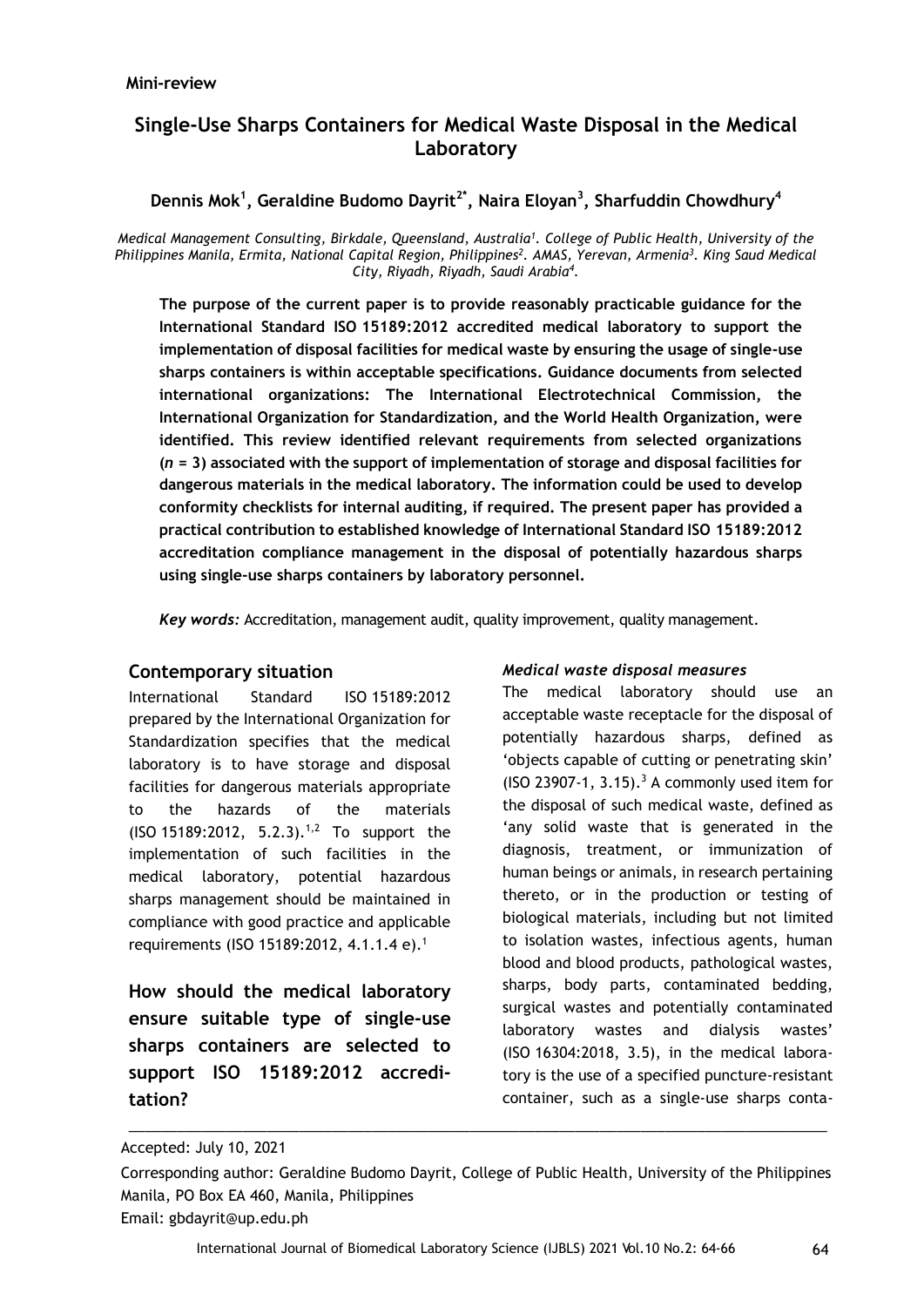**Mini-review**

# Single-Use Sharps Containers for Medical Waste Disposal in the Medical Laboratory

**Dennis Mok[1], Geraldine Budomo Dayrit[2*], Naira Eloyan[3], Sharfuddin Chowdhury[4]**

*Medical Management Consulting, Birkdale, Queensland, Australia[1]. College of Public Health, University of the Philippines Manila, Ermita, National Capital Region, Philippines[2]. AMAS, Yerevan, Armenia[3]. King Saud Medical City, Riyadh, Riyadh, Saudi Arabia[4].*

**The purpose of the current paper is to provide reasonably practicable guidance for the International Standard ISO 15189:2012 accredited medical laboratory to support the implementation of disposal facilities for medical waste by ensuring the usage of single-use sharps containers is within acceptable specifications. Guidance documents from selected international organizations: The International Electrotechnical Commission, the International Organization for Standardization, and the World Health Organization, were identified. This review identified relevant requirements from selected organizations (*n* = 3) associated with the support of implementation of storage and disposal facilities for dangerous materials in the medical laboratory. The information could be used to develop conformity checklists for internal auditing, if required. The present paper has provided a practical contribution to established knowledge of International Standard ISO 15189:2012 accreditation compliance management in the disposal of potentially hazardous sharps using single-use sharps containers by laboratory personnel.**

***Key words:*** Accreditation, management audit, quality improvement, quality management.

## Contemporary situation

International Standard ISO 15189:2012 prepared by the International Organization for Standardization specifies that the medical laboratory is to have storage and disposal facilities for dangerous materials appropriate to the hazards of the materials (ISO 15189:2012, 5.2.3).[1,2] To support the implementation of such facilities in the medical laboratory, potential hazardous sharps management should be maintained in compliance with good practice and applicable requirements (ISO 15189:2012, 4.1.1.4 e).[1]

## How should the medical laboratory ensure suitable type of single-use sharps containers are selected to support ISO 15189:2012 accreditation?

### *Medical waste disposal measures*

The medical laboratory should use an acceptable waste receptacle for the disposal of potentially hazardous sharps, defined as 'objects capable of cutting or penetrating skin' (ISO 23907-1, 3.15).[3] A commonly used item for the disposal of such medical waste, defined as 'any solid waste that is generated in the diagnosis, treatment, or immunization of human beings or animals, in research pertaining thereto, or in the production or testing of biological materials, including but not limited to isolation wastes, infectious agents, human blood and blood products, pathological wastes, sharps, body parts, contaminated bedding, surgical wastes and potentially contaminated laboratory wastes and dialysis wastes' (ISO 16304:2018, 3.5), in the medical laboratory is the use of a specified puncture-resistant container, such as a single-use sharps conta-

Accepted: July 10, 2021

Corresponding author: Geraldine Budomo Dayrit, College of Public Health, University of the Philippines Manila, PO Box EA 460, Manila, Philippines
Email: gbdayrit@up.edu.ph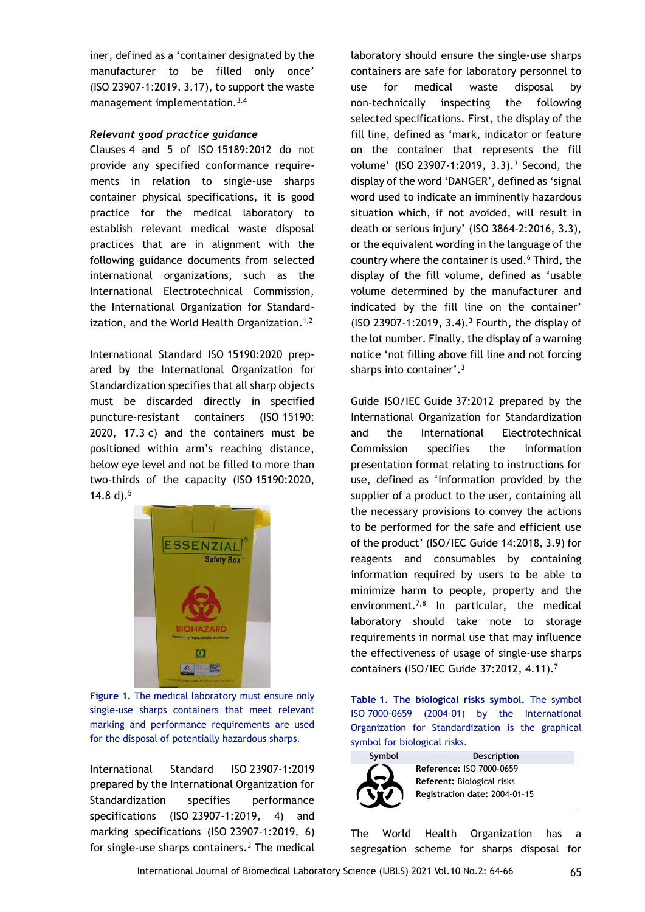iner, defined as a 'container designated by the manufacturer to be filled only once' (ISO 23907-1:2019, 3.17), to support the waste management implementation.[3,4]

### *Relevant good practice guidance*

Clauses 4 and 5 of ISO 15189:2012 do not provide any specified conformance requirements in relation to single-use sharps container physical specifications, it is good practice for the medical laboratory to establish relevant medical waste disposal practices that are in alignment with the following guidance documents from selected international organizations, such as the International Electrotechnical Commission, the International Organization for Standardization, and the World Health Organization.[1,2]

International Standard ISO 15190:2020 prepared by the International Organization for Standardization specifies that all sharp objects must be discarded directly in specified puncture-resistant containers (ISO 15190: 2020, 17.3 c) and the containers must be positioned within arm's reaching distance, below eye level and not be filled to more than two-thirds of the capacity (ISO 15190:2020, 14.8 d).[5]

**Figure 1.** The medical laboratory must ensure only single-use sharps containers that meet relevant marking and performance requirements are used for the disposal of potentially hazardous sharps.

International Standard ISO 23907-1:2019 prepared by the International Organization for Standardization specifies performance specifications (ISO 23907-1:2019, 4) and marking specifications (ISO 23907-1:2019, 6) for single-use sharps containers.[3] The medical laboratory should ensure the single-use sharps containers are safe for laboratory personnel to use for medical waste disposal by non-technically inspecting the following selected specifications. First, the display of the fill line, defined as 'mark, indicator or feature on the container that represents the fill volume' (ISO 23907-1:2019, 3.3).[3] Second, the display of the word 'DANGER', defined as 'signal word used to indicate an imminently hazardous situation which, if not avoided, will result in death or serious injury' (ISO 3864-2:2016, 3.3), or the equivalent wording in the language of the country where the container is used.[6] Third, the display of the fill volume, defined as 'usable volume determined by the manufacturer and indicated by the fill line on the container' (ISO 23907-1:2019, 3.4).[3] Fourth, the display of the lot number. Finally, the display of a warning notice 'not filling above fill line and not forcing sharps into container'.[3]

Guide ISO/IEC Guide 37:2012 prepared by the International Organization for Standardization and the International Electrotechnical Commission specifies the information presentation format relating to instructions for use, defined as 'information provided by the supplier of a product to the user, containing all the necessary provisions to convey the actions to be performed for the safe and efficient use of the product' (ISO/IEC Guide 14:2018, 3.9) for reagents and consumables by containing information required by users to be able to minimize harm to people, property and the environment.[7,8] In particular, the medical laboratory should take note to storage requirements in normal use that may influence the effectiveness of usage of single-use sharps containers (ISO/IEC Guide 37:2012, 4.11).[7]

**Table 1. The biological risks symbol.** The symbol ISO 7000-0659 (2004-01) by the International Organization for Standardization is the graphical symbol for biological risks.

| Symbol | Description |
|---|---|
| ☣ | **Reference:** ISO 7000-0659<br>**Referent:** Biological risks<br>**Registration date:** 2004-01-15 |

The World Health Organization has a segregation scheme for sharps disposal for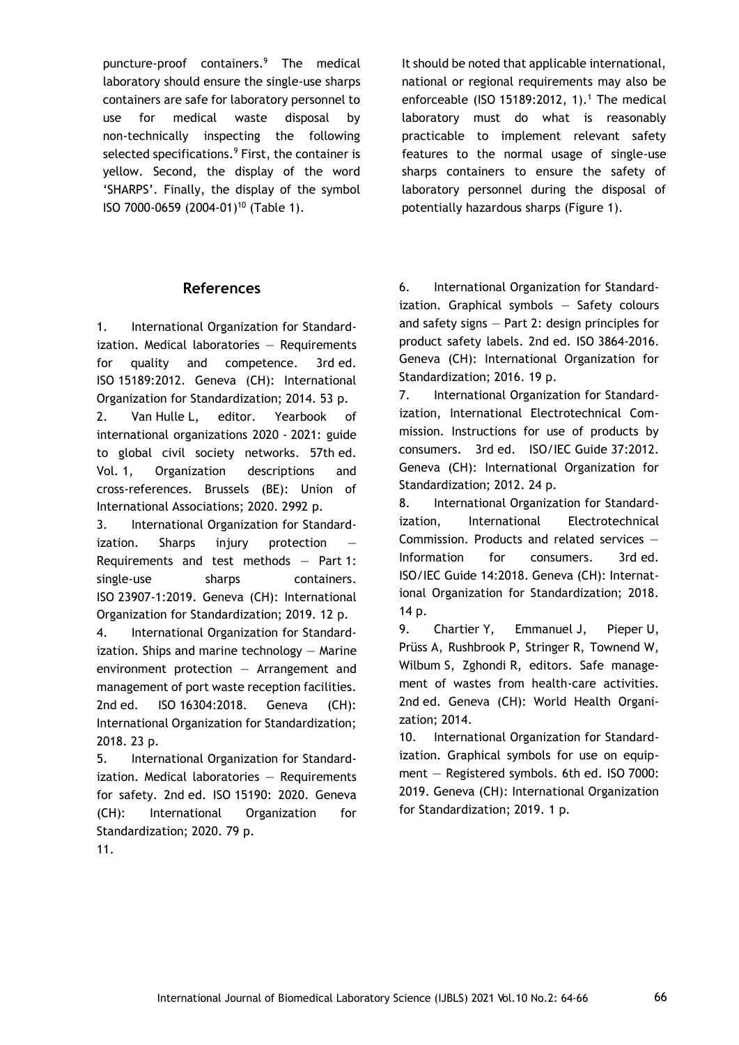puncture-proof containers.[9] The medical laboratory should ensure the single-use sharps containers are safe for laboratory personnel to use for medical waste disposal by non-technically inspecting the following selected specifications.[9] First, the container is yellow. Second, the display of the word 'SHARPS'. Finally, the display of the symbol ISO 7000-0659 (2004-01)[10] (Table 1).

It should be noted that applicable international, national or regional requirements may also be enforceable (ISO 15189:2012, 1).[1] The medical laboratory must do what is reasonably practicable to implement relevant safety features to the normal usage of single-use sharps containers to ensure the safety of laboratory personnel during the disposal of potentially hazardous sharps (Figure 1).

## References

1. International Organization for Standardization. Medical laboratories — Requirements for quality and competence. 3rd ed. ISO 15189:2012. Geneva (CH): International Organization for Standardization; 2014. 53 p.
2. Van Hulle L, editor. Yearbook of international organizations 2020 - 2021: guide to global civil society networks. 57th ed. Vol. 1, Organization descriptions and cross-references. Brussels (BE): Union of International Associations; 2020. 2992 p.
3. International Organization for Standardization. Sharps injury protection — Requirements and test methods — Part 1: single-use sharps containers. ISO 23907-1:2019. Geneva (CH): International Organization for Standardization; 2019. 12 p.
4. International Organization for Standardization. Ships and marine technology — Marine environment protection — Arrangement and management of port waste reception facilities. 2nd ed. ISO 16304:2018. Geneva (CH): International Organization for Standardization; 2018. 23 p.
5. International Organization for Standardization. Medical laboratories — Requirements for safety. 2nd ed. ISO 15190: 2020. Geneva (CH): International Organization for Standardization; 2020. 79 p.
6. International Organization for Standardization. Graphical symbols — Safety colours and safety signs — Part 2: design principles for product safety labels. 2nd ed. ISO 3864-2016. Geneva (CH): International Organization for Standardization; 2016. 19 p.
7. International Organization for Standardization, International Electrotechnical Commission. Instructions for use of products by consumers. 3rd ed. ISO/IEC Guide 37:2012. Geneva (CH): International Organization for Standardization; 2012. 24 p.
8. International Organization for Standardization, International Electrotechnical Commission. Products and related services — Information for consumers. 3rd ed. ISO/IEC Guide 14:2018. Geneva (CH): International Organization for Standardization; 2018. 14 p.
9. Chartier Y, Emmanuel J, Pieper U, Prüss A, Rushbrook P, Stringer R, Townend W, Wilbum S, Zghondi R, editors. Safe management of wastes from health-care activities. 2nd ed. Geneva (CH): World Health Organization; 2014.
10. International Organization for Standardization. Graphical symbols for use on equipment — Registered symbols. 6th ed. ISO 7000: 2019. Geneva (CH): International Organization for Standardization; 2019. 1 p.
11.